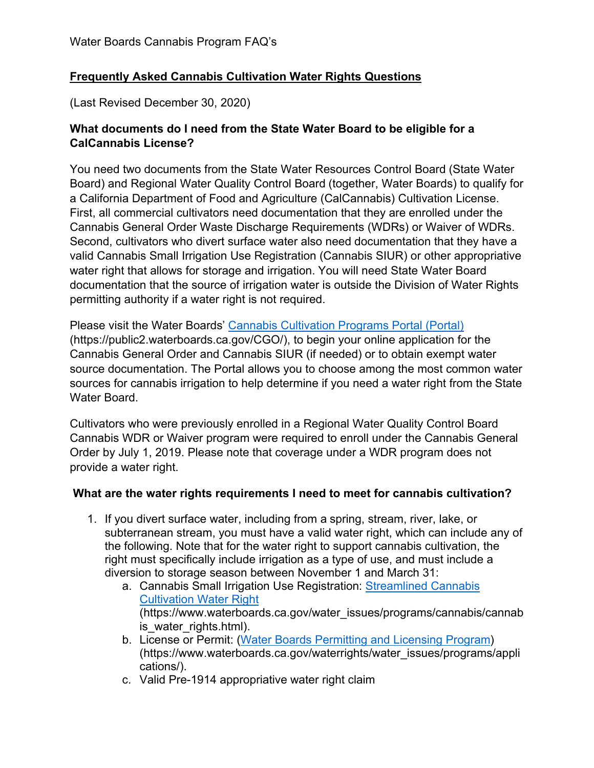Water Boards Cannabis Program FAQ's

## Frequently Asked Cannabis Cultivation Water Rights Questions

(Last Revised December 30, 2020)

### What documents do I need from the State Water Board to be eligible for a CalCannabis License?

You need two documents from the State Water Resources Control Board (State Water Board) and Regional Water Quality Control Board (together, Water Boards) to qualify for a California Department of Food and Agriculture (CalCannabis) Cultivation License. First, all commercial cultivators need documentation that they are enrolled under the Cannabis General Order Waste Discharge Requirements (WDRs) or Waiver of WDRs. Second, cultivators who divert surface water also need documentation that they have a valid Cannabis Small Irrigation Use Registration (Cannabis SIUR) or other appropriative water right that allows for storage and irrigation. You will need State Water Board documentation that the source of irrigation water is outside the Division of Water Rights permitting authority if a water right is not required.

Please visit the Water Boards' [Cannabis Cultivation Programs Portal (Portal)](https://public2.waterboards.ca.gov/CGO/) (https://public2.waterboards.ca.gov/CGO/), to begin your online application for the Cannabis General Order and Cannabis SIUR (if needed) or to obtain exempt water source documentation. The Portal allows you to choose among the most common water sources for cannabis irrigation to help determine if you need a water right from the State Water Board.

Cultivators who were previously enrolled in a Regional Water Quality Control Board Cannabis WDR or Waiver program were required to enroll under the Cannabis General Order by July 1, 2019. Please note that coverage under a WDR program does not provide a water right.

### What are the water rights requirements I need to meet for cannabis cultivation?

1. If you divert surface water, including from a spring, stream, river, lake, or subterranean stream, you must have a valid water right, which can include any of the following. Note that for the water right to support cannabis cultivation, the right must specifically include irrigation as a type of use, and must include a diversion to storage season between November 1 and March 31:
   a. Cannabis Small Irrigation Use Registration: [Streamlined Cannabis Cultivation Water Right](https://www.waterboards.ca.gov/water_issues/programs/cannabis/cannabis_water_rights.html) (https://www.waterboards.ca.gov/water_issues/programs/cannabis/cannabis_water_rights.html).
   b. License or Permit: ([Water Boards Permitting and Licensing Program](https://www.waterboards.ca.gov/waterrights/water_issues/programs/applications/)) (https://www.waterboards.ca.gov/waterrights/water_issues/programs/applications/).
   c. Valid Pre-1914 appropriative water right claim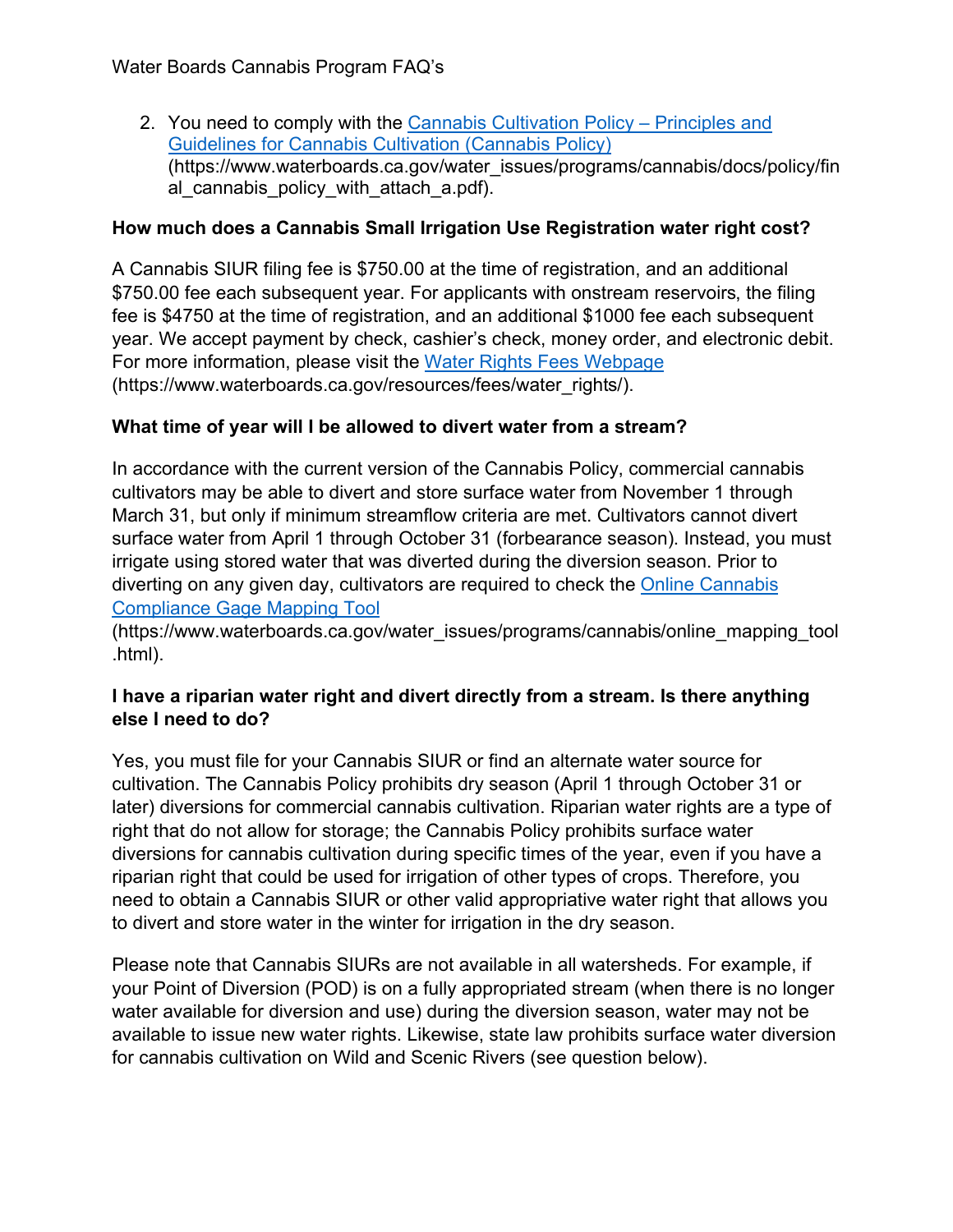2. You need to comply with the [Cannabis Cultivation Policy – Principles and Guidelines for Cannabis Cultivation (Cannabis Policy)](https://www.waterboards.ca.gov/water_issues/programs/cannabis/docs/policy/final_cannabis_policy_with_attach_a.pdf) (https://www.waterboards.ca.gov/water_issues/programs/cannabis/docs/policy/final_cannabis_policy_with_attach_a.pdf).

**How much does a Cannabis Small Irrigation Use Registration water right cost?**

A Cannabis SIUR filing fee is $750.00 at the time of registration, and an additional $750.00 fee each subsequent year. For applicants with onstream reservoirs, the filing fee is $4750 at the time of registration, and an additional $1000 fee each subsequent year. We accept payment by check, cashier's check, money order, and electronic debit. For more information, please visit the [Water Rights Fees Webpage](https://www.waterboards.ca.gov/resources/fees/water_rights/) (https://www.waterboards.ca.gov/resources/fees/water_rights/).

**What time of year will I be allowed to divert water from a stream?**

In accordance with the current version of the Cannabis Policy, commercial cannabis cultivators may be able to divert and store surface water from November 1 through March 31, but only if minimum streamflow criteria are met. Cultivators cannot divert surface water from April 1 through October 31 (forbearance season). Instead, you must irrigate using stored water that was diverted during the diversion season. Prior to diverting on any given day, cultivators are required to check the [Online Cannabis Compliance Gage Mapping Tool](https://www.waterboards.ca.gov/water_issues/programs/cannabis/online_mapping_tool.html) (https://www.waterboards.ca.gov/water_issues/programs/cannabis/online_mapping_tool.html).

**I have a riparian water right and divert directly from a stream. Is there anything else I need to do?**

Yes, you must file for your Cannabis SIUR or find an alternate water source for cultivation. The Cannabis Policy prohibits dry season (April 1 through October 31 or later) diversions for commercial cannabis cultivation. Riparian water rights are a type of right that do not allow for storage; the Cannabis Policy prohibits surface water diversions for cannabis cultivation during specific times of the year, even if you have a riparian right that could be used for irrigation of other types of crops. Therefore, you need to obtain a Cannabis SIUR or other valid appropriative water right that allows you to divert and store water in the winter for irrigation in the dry season.

Please note that Cannabis SIURs are not available in all watersheds. For example, if your Point of Diversion (POD) is on a fully appropriated stream (when there is no longer water available for diversion and use) during the diversion season, water may not be available to issue new water rights. Likewise, state law prohibits surface water diversion for cannabis cultivation on Wild and Scenic Rivers (see question below).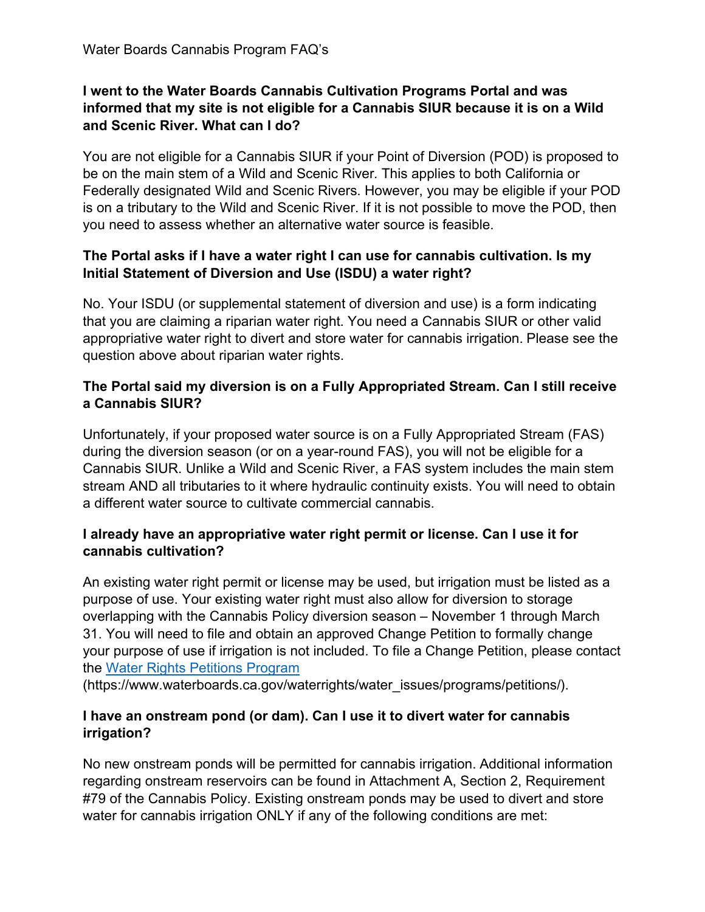**I went to the Water Boards Cannabis Cultivation Programs Portal and was informed that my site is not eligible for a Cannabis SIUR because it is on a Wild and Scenic River. What can I do?**

You are not eligible for a Cannabis SIUR if your Point of Diversion (POD) is proposed to be on the main stem of a Wild and Scenic River. This applies to both California or Federally designated Wild and Scenic Rivers. However, you may be eligible if your POD is on a tributary to the Wild and Scenic River. If it is not possible to move the POD, then you need to assess whether an alternative water source is feasible.

**The Portal asks if I have a water right I can use for cannabis cultivation. Is my Initial Statement of Diversion and Use (ISDU) a water right?**

No. Your ISDU (or supplemental statement of diversion and use) is a form indicating that you are claiming a riparian water right. You need a Cannabis SIUR or other valid appropriative water right to divert and store water for cannabis irrigation. Please see the question above about riparian water rights.

**The Portal said my diversion is on a Fully Appropriated Stream. Can I still receive a Cannabis SIUR?**

Unfortunately, if your proposed water source is on a Fully Appropriated Stream (FAS) during the diversion season (or on a year-round FAS), you will not be eligible for a Cannabis SIUR. Unlike a Wild and Scenic River, a FAS system includes the main stem stream AND all tributaries to it where hydraulic continuity exists. You will need to obtain a different water source to cultivate commercial cannabis.

**I already have an appropriative water right permit or license. Can I use it for cannabis cultivation?**

An existing water right permit or license may be used, but irrigation must be listed as a purpose of use. Your existing water right must also allow for diversion to storage overlapping with the Cannabis Policy diversion season – November 1 through March 31. You will need to file and obtain an approved Change Petition to formally change your purpose of use if irrigation is not included. To file a Change Petition, please contact the [Water Rights Petitions Program](https://www.waterboards.ca.gov/waterrights/water_issues/programs/petitions/) (https://www.waterboards.ca.gov/waterrights/water_issues/programs/petitions/).

**I have an onstream pond (or dam). Can I use it to divert water for cannabis irrigation?**

No new onstream ponds will be permitted for cannabis irrigation. Additional information regarding onstream reservoirs can be found in Attachment A, Section 2, Requirement #79 of the Cannabis Policy. Existing onstream ponds may be used to divert and store water for cannabis irrigation ONLY if any of the following conditions are met: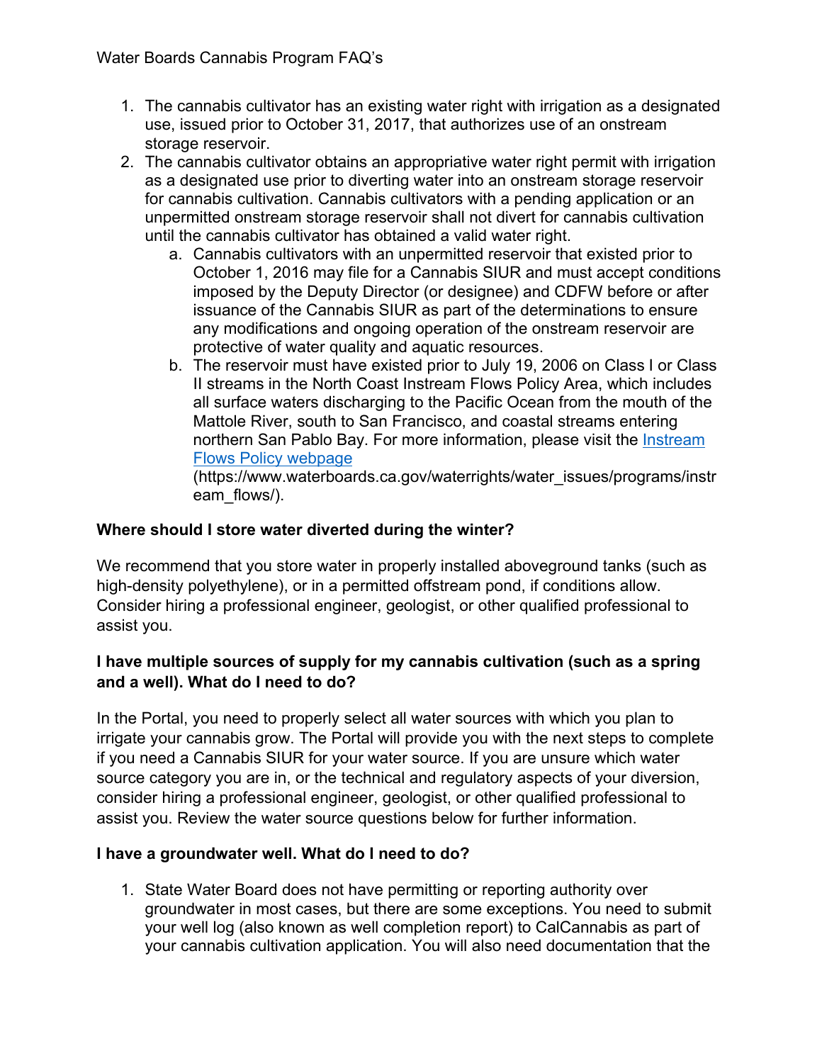1. The cannabis cultivator has an existing water right with irrigation as a designated use, issued prior to October 31, 2017, that authorizes use of an onstream storage reservoir.
2. The cannabis cultivator obtains an appropriative water right permit with irrigation as a designated use prior to diverting water into an onstream storage reservoir for cannabis cultivation. Cannabis cultivators with a pending application or an unpermitted onstream storage reservoir shall not divert for cannabis cultivation until the cannabis cultivator has obtained a valid water right.
   a. Cannabis cultivators with an unpermitted reservoir that existed prior to October 1, 2016 may file for a Cannabis SIUR and must accept conditions imposed by the Deputy Director (or designee) and CDFW before or after issuance of the Cannabis SIUR as part of the determinations to ensure any modifications and ongoing operation of the onstream reservoir are protective of water quality and aquatic resources.
   b. The reservoir must have existed prior to July 19, 2006 on Class I or Class II streams in the North Coast Instream Flows Policy Area, which includes all surface waters discharging to the Pacific Ocean from the mouth of the Mattole River, south to San Francisco, and coastal streams entering northern San Pablo Bay. For more information, please visit the [Instream Flows Policy webpage](https://www.waterboards.ca.gov/waterrights/water_issues/programs/instream_flows/) (https://www.waterboards.ca.gov/waterrights/water_issues/programs/instream_flows/).

**Where should I store water diverted during the winter?**

We recommend that you store water in properly installed aboveground tanks (such as high-density polyethylene), or in a permitted offstream pond, if conditions allow. Consider hiring a professional engineer, geologist, or other qualified professional to assist you.

**I have multiple sources of supply for my cannabis cultivation (such as a spring and a well). What do I need to do?**

In the Portal, you need to properly select all water sources with which you plan to irrigate your cannabis grow. The Portal will provide you with the next steps to complete if you need a Cannabis SIUR for your water source. If you are unsure which water source category you are in, or the technical and regulatory aspects of your diversion, consider hiring a professional engineer, geologist, or other qualified professional to assist you. Review the water source questions below for further information.

**I have a groundwater well. What do I need to do?**

1. State Water Board does not have permitting or reporting authority over groundwater in most cases, but there are some exceptions. You need to submit your well log (also known as well completion report) to CalCannabis as part of your cannabis cultivation application. You will also need documentation that the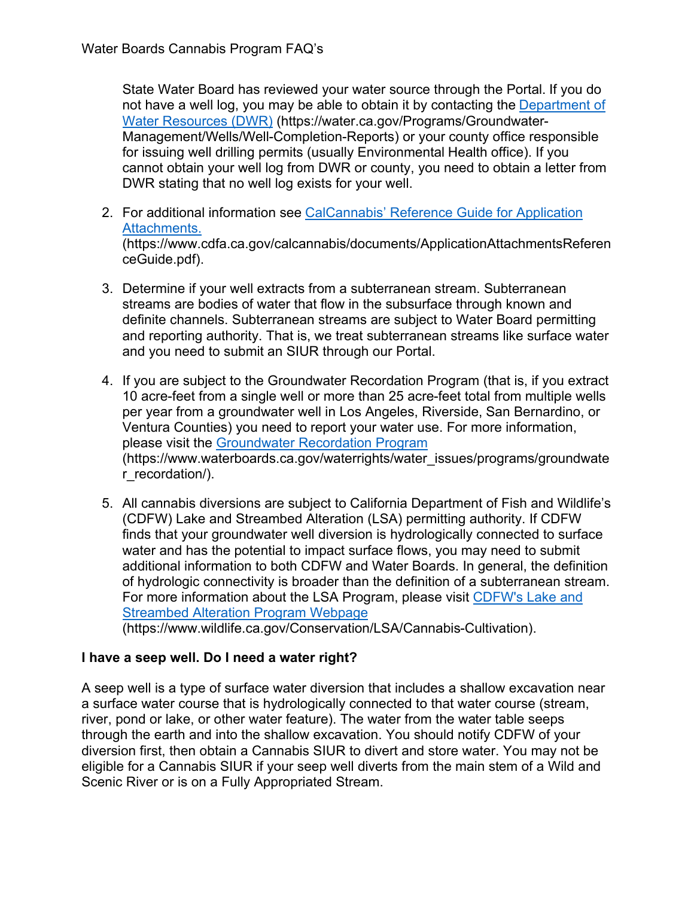State Water Board has reviewed your water source through the Portal. If you do not have a well log, you may be able to obtain it by contacting the [Department of Water Resources (DWR)](https://water.ca.gov/Programs/Groundwater-Management/Wells/Well-Completion-Reports) (https://water.ca.gov/Programs/Groundwater-Management/Wells/Well-Completion-Reports) or your county office responsible for issuing well drilling permits (usually Environmental Health office). If you cannot obtain your well log from DWR or county, you need to obtain a letter from DWR stating that no well log exists for your well.

2. For additional information see [CalCannabis' Reference Guide for Application Attachments.](https://www.cdfa.ca.gov/calcannabis/documents/ApplicationAttachmentsReferenceGuide.pdf) (https://www.cdfa.ca.gov/calcannabis/documents/ApplicationAttachmentsReferenceGuide.pdf).

3. Determine if your well extracts from a subterranean stream. Subterranean streams are bodies of water that flow in the subsurface through known and definite channels. Subterranean streams are subject to Water Board permitting and reporting authority. That is, we treat subterranean streams like surface water and you need to submit an SIUR through our Portal.

4. If you are subject to the Groundwater Recordation Program (that is, if you extract 10 acre-feet from a single well or more than 25 acre-feet total from multiple wells per year from a groundwater well in Los Angeles, Riverside, San Bernardino, or Ventura Counties) you need to report your water use. For more information, please visit the [Groundwater Recordation Program](https://www.waterboards.ca.gov/waterrights/water_issues/programs/groundwater_recordation/) (https://www.waterboards.ca.gov/waterrights/water_issues/programs/groundwater_recordation/).

5. All cannabis diversions are subject to California Department of Fish and Wildlife's (CDFW) Lake and Streambed Alteration (LSA) permitting authority. If CDFW finds that your groundwater well diversion is hydrologically connected to surface water and has the potential to impact surface flows, you may need to submit additional information to both CDFW and Water Boards. In general, the definition of hydrologic connectivity is broader than the definition of a subterranean stream. For more information about the LSA Program, please visit [CDFW's Lake and Streambed Alteration Program Webpage](https://www.wildlife.ca.gov/Conservation/LSA/Cannabis-Cultivation) (https://www.wildlife.ca.gov/Conservation/LSA/Cannabis-Cultivation).

**I have a seep well. Do I need a water right?**

A seep well is a type of surface water diversion that includes a shallow excavation near a surface water course that is hydrologically connected to that water course (stream, river, pond or lake, or other water feature). The water from the water table seeps through the earth and into the shallow excavation. You should notify CDFW of your diversion first, then obtain a Cannabis SIUR to divert and store water. You may not be eligible for a Cannabis SIUR if your seep well diverts from the main stem of a Wild and Scenic River or is on a Fully Appropriated Stream.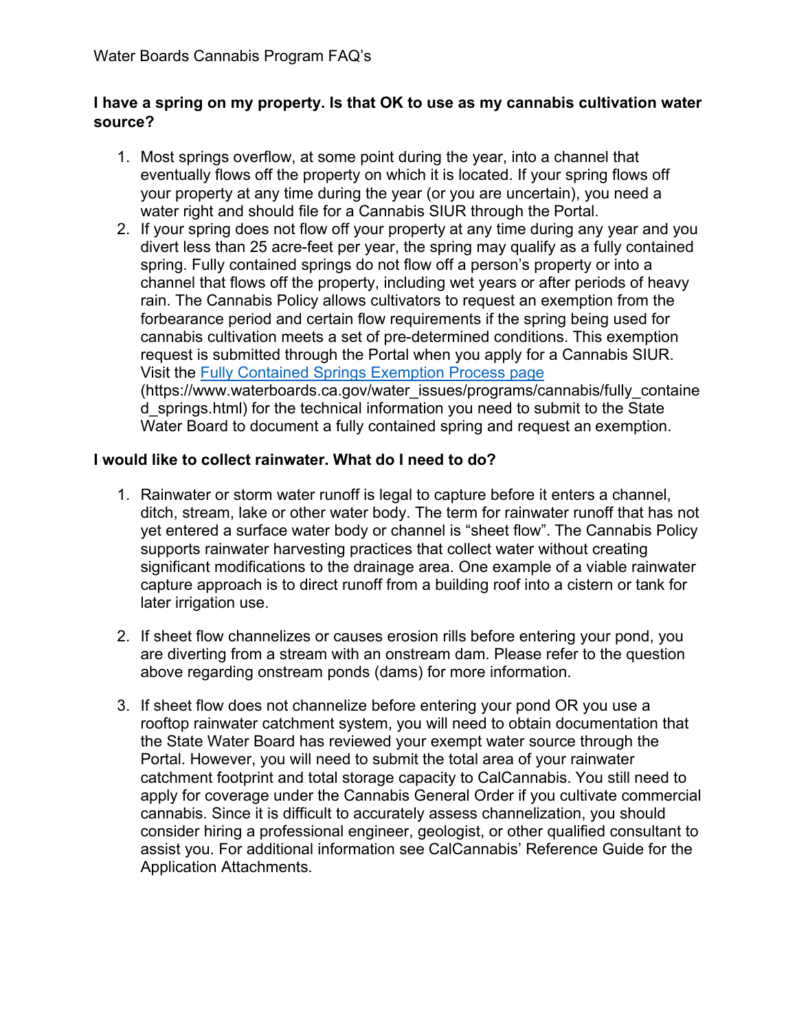**I have a spring on my property. Is that OK to use as my cannabis cultivation water source?**

1. Most springs overflow, at some point during the year, into a channel that eventually flows off the property on which it is located. If your spring flows off your property at any time during the year (or you are uncertain), you need a water right and should file for a Cannabis SIUR through the Portal.
2. If your spring does not flow off your property at any time during any year and you divert less than 25 acre-feet per year, the spring may qualify as a fully contained spring. Fully contained springs do not flow off a person's property or into a channel that flows off the property, including wet years or after periods of heavy rain. The Cannabis Policy allows cultivators to request an exemption from the forbearance period and certain flow requirements if the spring being used for cannabis cultivation meets a set of pre-determined conditions. This exemption request is submitted through the Portal when you apply for a Cannabis SIUR. Visit the [Fully Contained Springs Exemption Process page](https://www.waterboards.ca.gov/water_issues/programs/cannabis/fully_contained_springs.html) (https://www.waterboards.ca.gov/water_issues/programs/cannabis/fully_contained_springs.html) for the technical information you need to submit to the State Water Board to document a fully contained spring and request an exemption.

**I would like to collect rainwater. What do I need to do?**

1. Rainwater or storm water runoff is legal to capture before it enters a channel, ditch, stream, lake or other water body. The term for rainwater runoff that has not yet entered a surface water body or channel is "sheet flow". The Cannabis Policy supports rainwater harvesting practices that collect water without creating significant modifications to the drainage area. One example of a viable rainwater capture approach is to direct runoff from a building roof into a cistern or tank for later irrigation use.

2. If sheet flow channelizes or causes erosion rills before entering your pond, you are diverting from a stream with an onstream dam. Please refer to the question above regarding onstream ponds (dams) for more information.

3. If sheet flow does not channelize before entering your pond OR you use a rooftop rainwater catchment system, you will need to obtain documentation that the State Water Board has reviewed your exempt water source through the Portal. However, you will need to submit the total area of your rainwater catchment footprint and total storage capacity to CalCannabis. You still need to apply for coverage under the Cannabis General Order if you cultivate commercial cannabis. Since it is difficult to accurately assess channelization, you should consider hiring a professional engineer, geologist, or other qualified consultant to assist you. For additional information see CalCannabis' Reference Guide for the Application Attachments.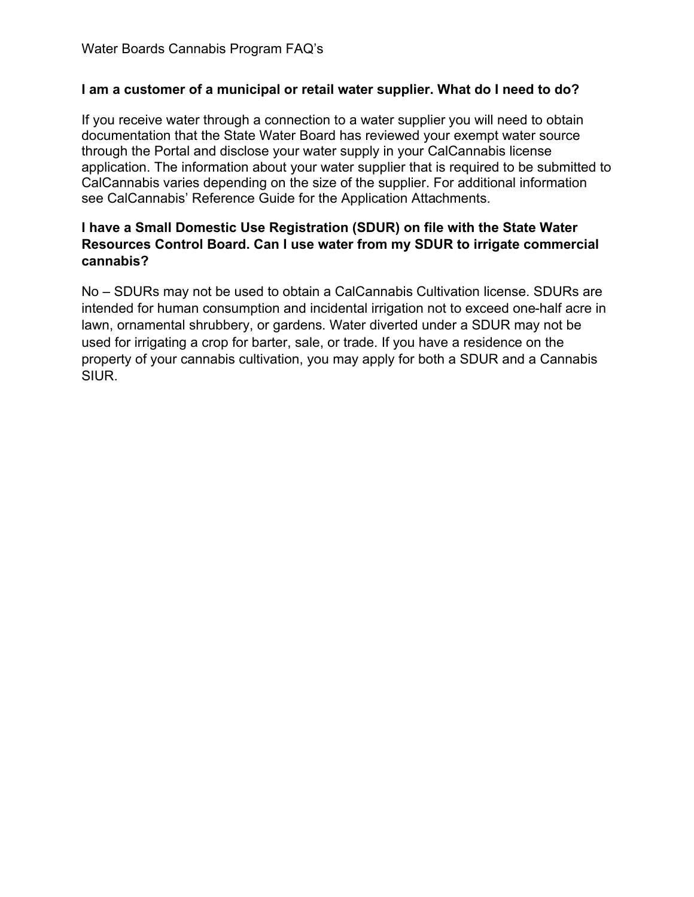**I am a customer of a municipal or retail water supplier. What do I need to do?**

If you receive water through a connection to a water supplier you will need to obtain documentation that the State Water Board has reviewed your exempt water source through the Portal and disclose your water supply in your CalCannabis license application. The information about your water supplier that is required to be submitted to CalCannabis varies depending on the size of the supplier. For additional information see CalCannabis' Reference Guide for the Application Attachments.

**I have a Small Domestic Use Registration (SDUR) on file with the State Water Resources Control Board. Can I use water from my SDUR to irrigate commercial cannabis?**

No – SDURs may not be used to obtain a CalCannabis Cultivation license. SDURs are intended for human consumption and incidental irrigation not to exceed one-half acre in lawn, ornamental shrubbery, or gardens. Water diverted under a SDUR may not be used for irrigating a crop for barter, sale, or trade. If you have a residence on the property of your cannabis cultivation, you may apply for both a SDUR and a Cannabis SIUR.